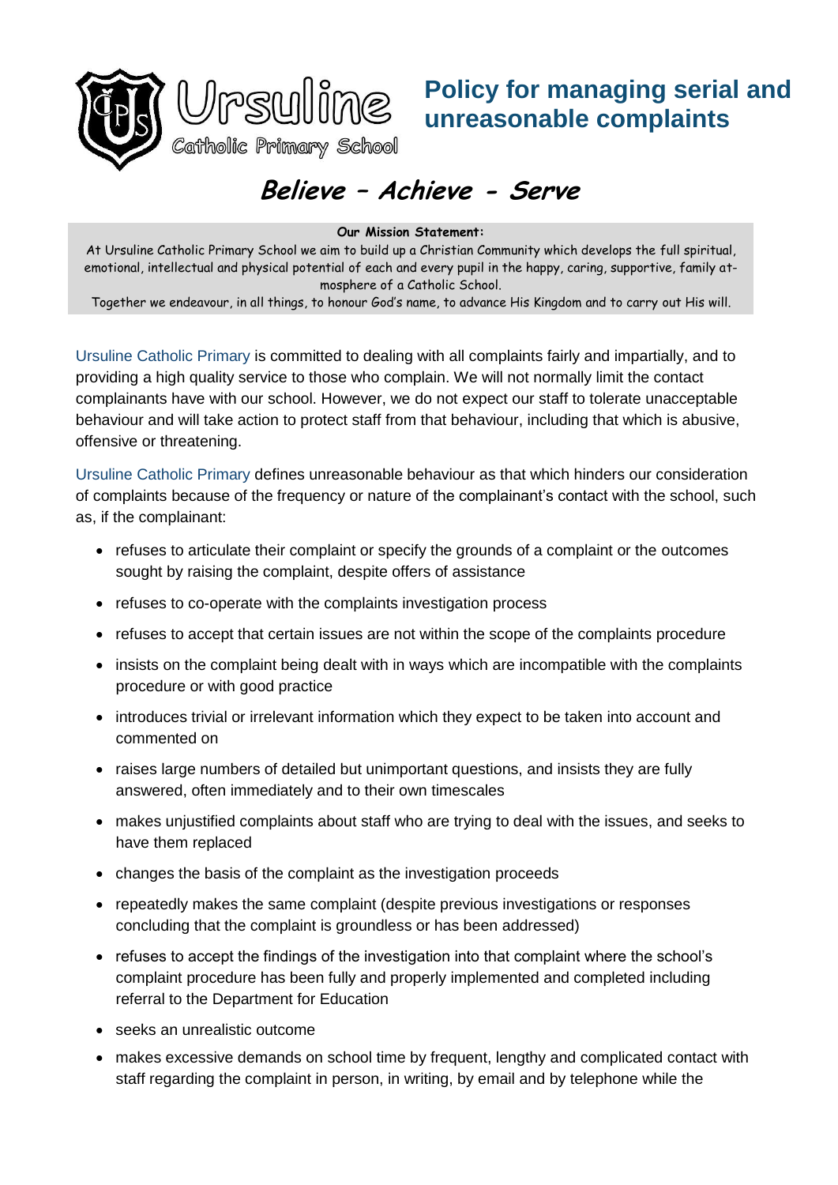# Policy for managing serial and unreasonable complaints

Ursuline Catholic Primary School

***Believe – Achieve - Serve***

**Our Mission Statement:**

At Ursuline Catholic Primary School we aim to build up a Christian Community which develops the full spiritual, emotional, intellectual and physical potential of each and every pupil in the happy, caring, supportive, family atmosphere of a Catholic School.

Together we endeavour, in all things, to honour God's name, to advance His Kingdom and to carry out His will.

Ursuline Catholic Primary is committed to dealing with all complaints fairly and impartially, and to providing a high quality service to those who complain. We will not normally limit the contact complainants have with our school. However, we do not expect our staff to tolerate unacceptable behaviour and will take action to protect staff from that behaviour, including that which is abusive, offensive or threatening.

Ursuline Catholic Primary defines unreasonable behaviour as that which hinders our consideration of complaints because of the frequency or nature of the complainant's contact with the school, such as, if the complainant:

- refuses to articulate their complaint or specify the grounds of a complaint or the outcomes sought by raising the complaint, despite offers of assistance
- refuses to co-operate with the complaints investigation process
- refuses to accept that certain issues are not within the scope of the complaints procedure
- insists on the complaint being dealt with in ways which are incompatible with the complaints procedure or with good practice
- introduces trivial or irrelevant information which they expect to be taken into account and commented on
- raises large numbers of detailed but unimportant questions, and insists they are fully answered, often immediately and to their own timescales
- makes unjustified complaints about staff who are trying to deal with the issues, and seeks to have them replaced
- changes the basis of the complaint as the investigation proceeds
- repeatedly makes the same complaint (despite previous investigations or responses concluding that the complaint is groundless or has been addressed)
- refuses to accept the findings of the investigation into that complaint where the school's complaint procedure has been fully and properly implemented and completed including referral to the Department for Education
- seeks an unrealistic outcome
- makes excessive demands on school time by frequent, lengthy and complicated contact with staff regarding the complaint in person, in writing, by email and by telephone while the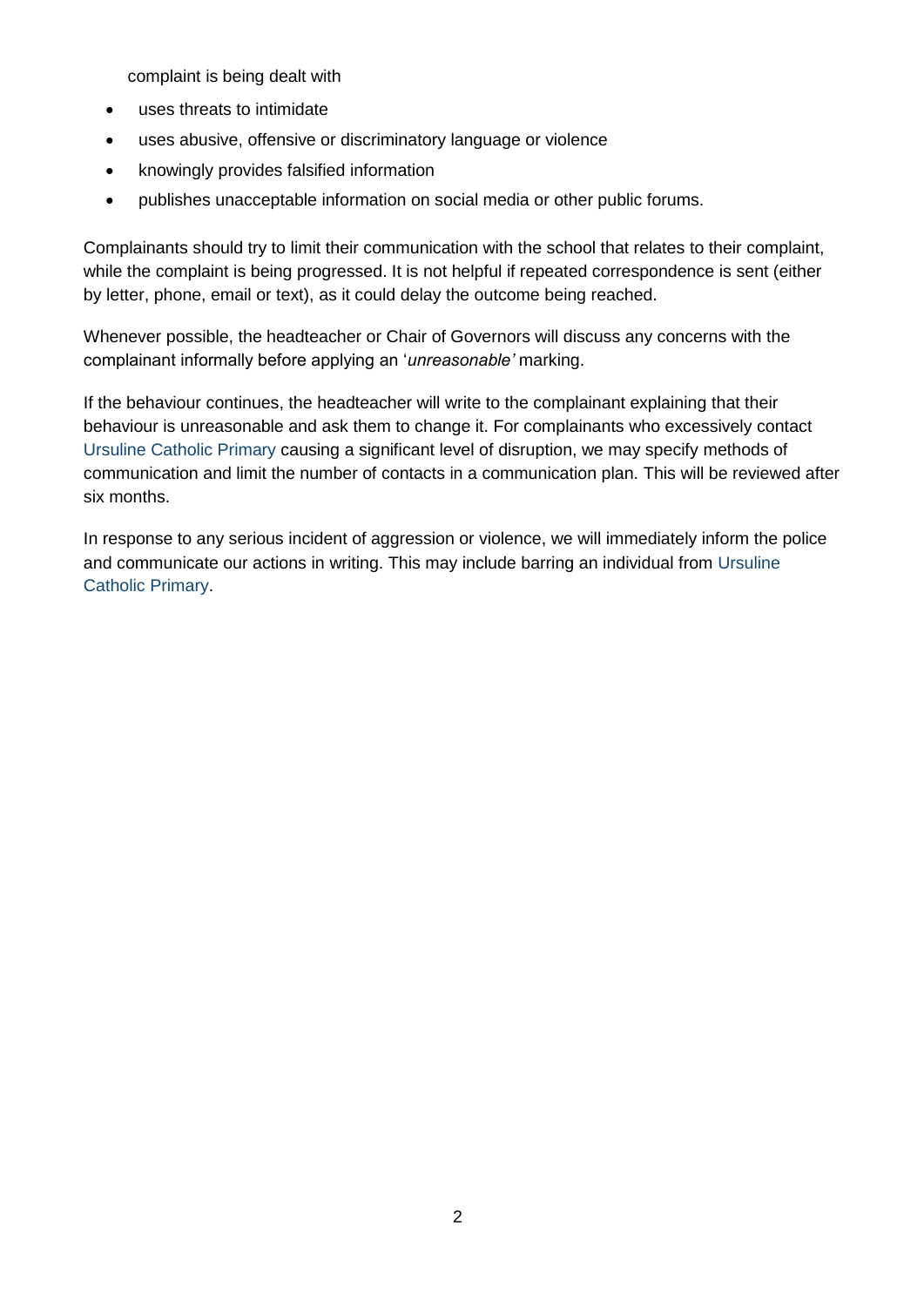complaint is being dealt with

- uses threats to intimidate
- uses abusive, offensive or discriminatory language or violence
- knowingly provides falsified information
- publishes unacceptable information on social media or other public forums.

Complainants should try to limit their communication with the school that relates to their complaint, while the complaint is being progressed. It is not helpful if repeated correspondence is sent (either by letter, phone, email or text), as it could delay the outcome being reached.

Whenever possible, the headteacher or Chair of Governors will discuss any concerns with the complainant informally before applying an '*unreasonable'* marking.

If the behaviour continues, the headteacher will write to the complainant explaining that their behaviour is unreasonable and ask them to change it. For complainants who excessively contact Ursuline Catholic Primary causing a significant level of disruption, we may specify methods of communication and limit the number of contacts in a communication plan. This will be reviewed after six months.

In response to any serious incident of aggression or violence, we will immediately inform the police and communicate our actions in writing. This may include barring an individual from Ursuline Catholic Primary.